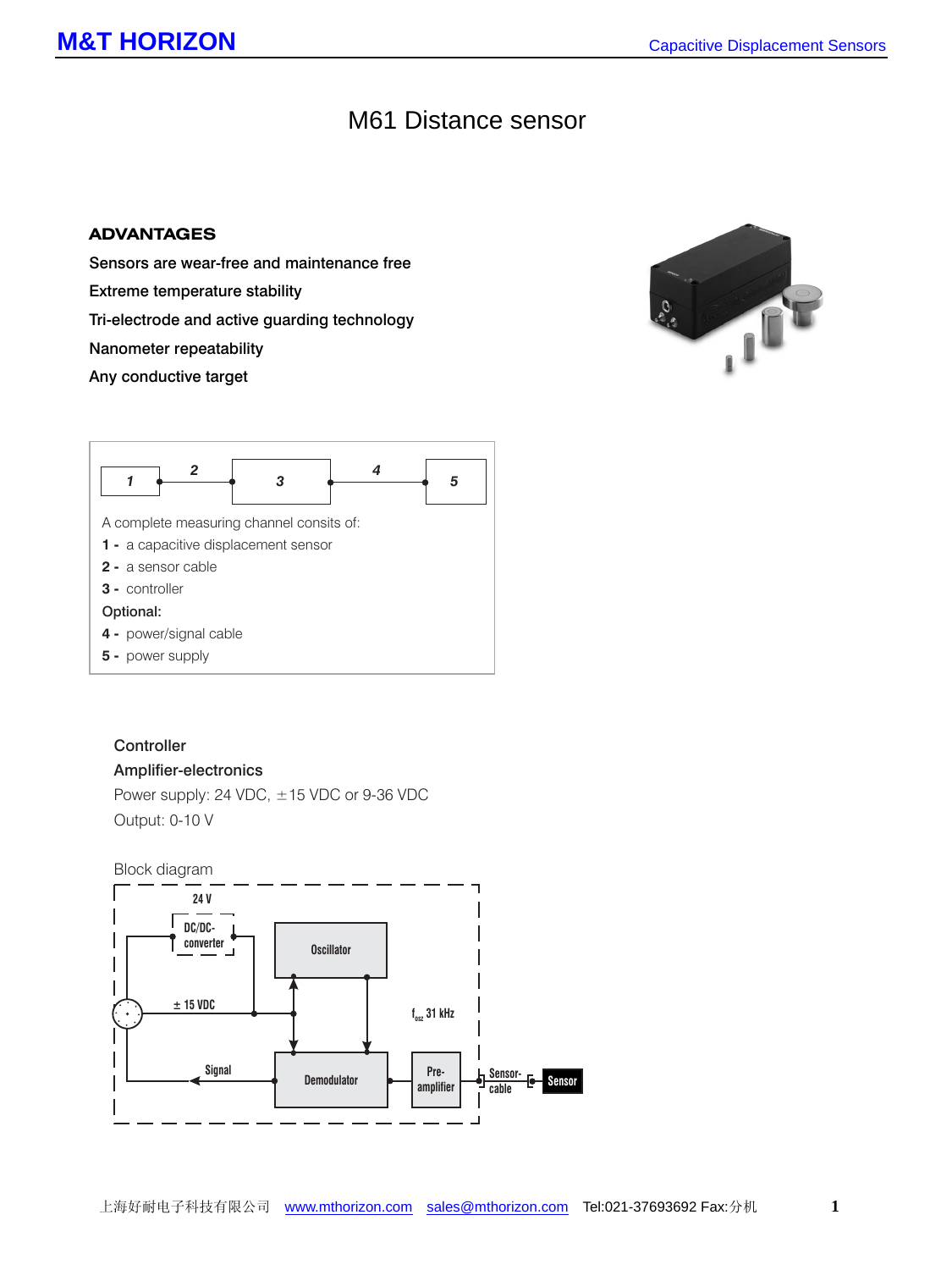# M61 Distance sensor

## ADVANTAGES

Sensors are wear-free and maintenance free

Extreme temperature stability

Tri-electrode and active guarding technology

Nanometer repeatability

Any conductive target

A complete measuring channel consits of:

**1 -** a capacitive displacement sensor

**2 -** a sensor cable

**3 -** controller

**Optional:**

**4 -** power/signal cable

**5 -** power supply

Controller

Amplifier-electronics

Power supply: 24 VDC, ±15 VDC or 9-36 VDC

Output: 0-10 V

Block diagram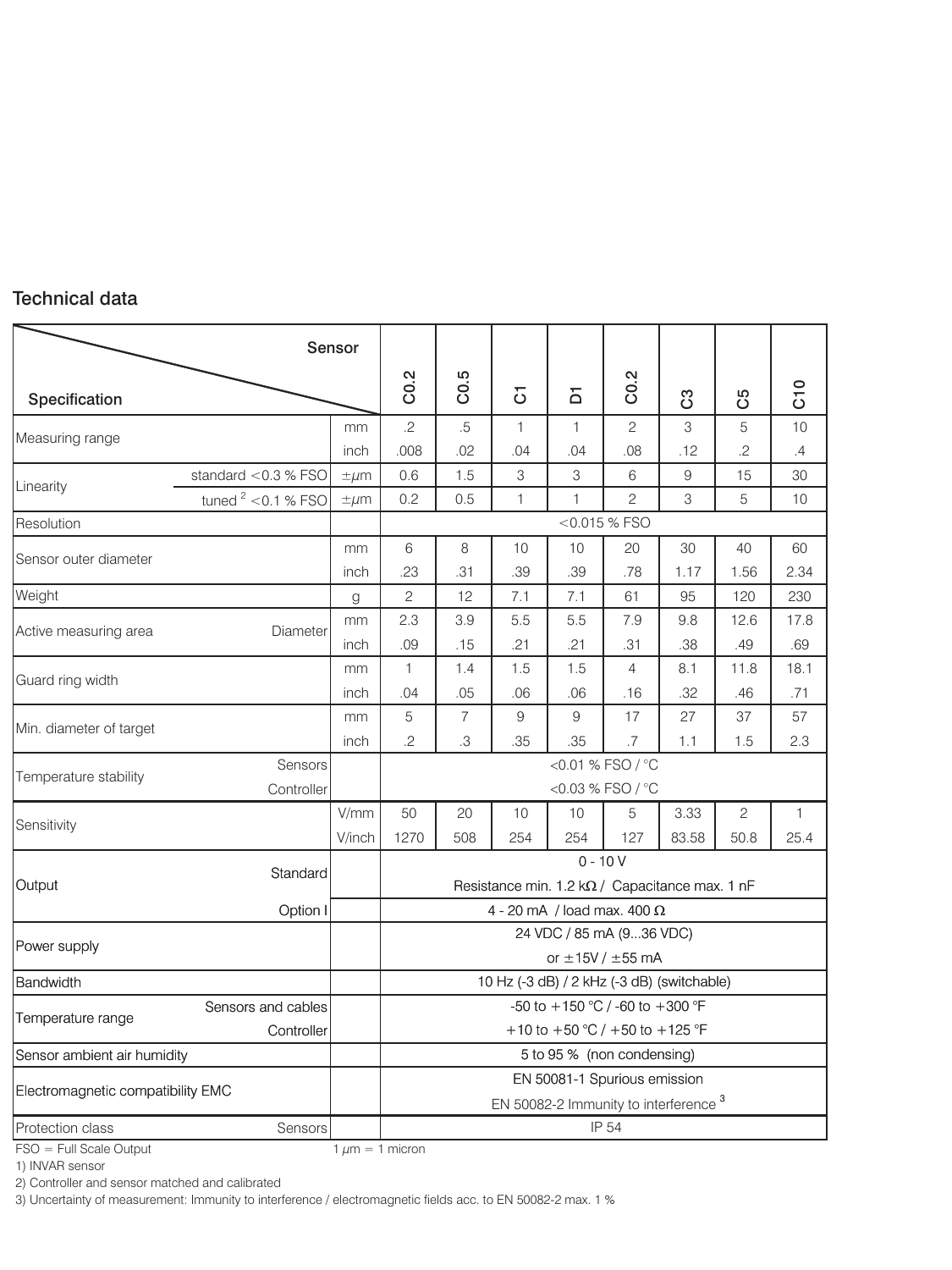## Technical data

| Specification | | | C0.2 | C0.5 | C1 | D1 | C0.2 | C3 | C5 | C10 |
|---|---|---|---|---|---|---|---|---|---|---|
| Measuring range | | mm | .2 | .5 | 1 | 1 | 2 | 3 | 5 | 10 |
| | | inch | .008 | .02 | .04 | .04 | .08 | .12 | .2 | .4 |
| Linearity | standard <0.3 % FSO | ±μm | 0.6 | 1.5 | 3 | 3 | 6 | 9 | 15 | 30 |
| | tuned [2] <0.1 % FSO | ±μm | 0.2 | 0.5 | 1 | 1 | 2 | 3 | 5 | 10 |
| Resolution | | | <0.015 % FSO | | | | | | | |
| Sensor outer diameter | | mm | 6 | 8 | 10 | 10 | 20 | 30 | 40 | 60 |
| | | inch | .23 | .31 | .39 | .39 | .78 | 1.17 | 1.56 | 2.34 |
| Weight | | g | 2 | 12 | 7.1 | 7.1 | 61 | 95 | 120 | 230 |
| Active measuring area | Diameter | mm | 2.3 | 3.9 | 5.5 | 5.5 | 7.9 | 9.8 | 12.6 | 17.8 |
| | | inch | .09 | .15 | .21 | .21 | .31 | .38 | .49 | .69 |
| Guard ring width | | mm | 1 | 1.4 | 1.5 | 1.5 | 4 | 8.1 | 11.8 | 18.1 |
| | | inch | .04 | .05 | .06 | .06 | .16 | .32 | .46 | .71 |
| Min. diameter of target | | mm | 5 | 7 | 9 | 9 | 17 | 27 | 37 | 57 |
| | | inch | .2 | .3 | .35 | .35 | .7 | 1.1 | 1.5 | 2.3 |
| Temperature stability | Sensors | | <0.01 % FSO / °C | | | | | | | |
| | Controller | | <0.03 % FSO / °C | | | | | | | |
| Sensitivity | | V/mm | 50 | 20 | 10 | 10 | 5 | 3.33 | 2 | 1 |
| | | V/inch | 1270 | 508 | 254 | 254 | 127 | 83.58 | 50.8 | 25.4 |
| Output | Standard | | 0 - 10 V; Resistance min. 1.2 kΩ / Capacitance max. 1 nF | | | | | | | |
| | Option I | | 4 - 20 mA / load max. 400 Ω | | | | | | | |
| Power supply | | | 24 VDC / 85 mA (9...36 VDC) or ±15V / ±55 mA | | | | | | | |
| Bandwidth | | | 10 Hz (-3 dB) / 2 kHz (-3 dB) (switchable) | | | | | | | |
| Temperature range | Sensors and cables | | -50 to +150 °C / -60 to +300 °F | | | | | | | |
| | Controller | | +10 to +50 °C / +50 to +125 °F | | | | | | | |
| Sensor ambient air humidity | | | 5 to 95 % (non condensing) | | | | | | | |
| Electromagnetic compatibility EMC | | | EN 50081-1 Spurious emission; EN 50082-2 Immunity to interference [3] | | | | | | | |
| Protection class | Sensors | | IP 54 | | | | | | | |

FSO = Full Scale Output 1 μm = 1 micron

1) INVAR sensor

2) Controller and sensor matched and calibrated

3) Uncertainty of measurement: Immunity to interference / electromagnetic fields acc. to EN 50082-2 max. 1 %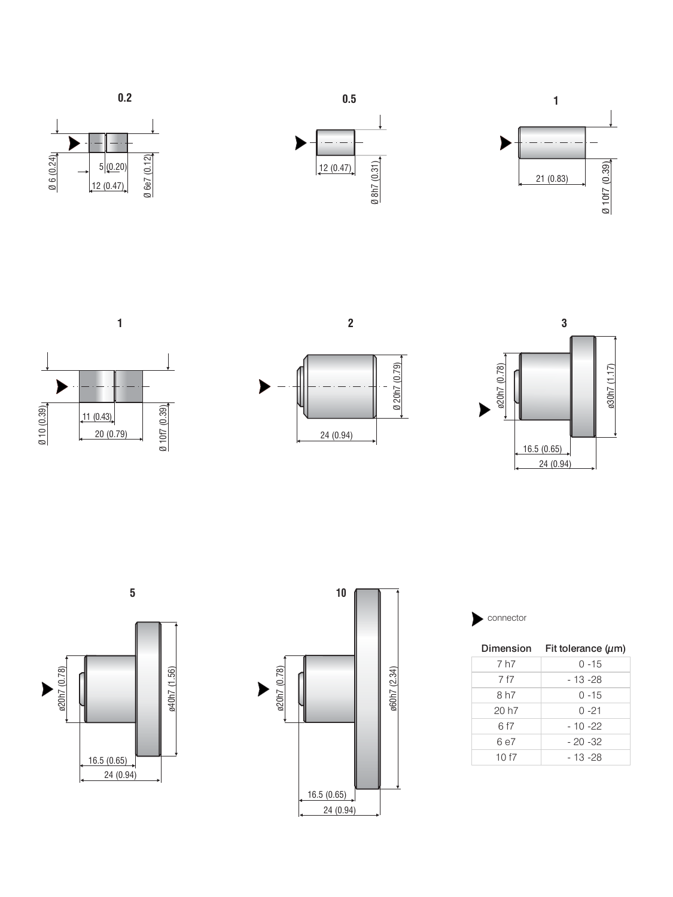## 0.2

Ø 6 (0.24)

5 (0.20)

12 (0.47)

Ø 6e7 (0.12)

## 0.5

12 (0.47)

Ø 8h7 (0.31)

## 1

21 (0.83)

Ø 10f7 (0.39)

## 1

Ø 10 (0.39)

11 (0.43)

20 (0.79)

Ø 10f7 (0.39)

## 2

24 (0.94)

Ø 20h7 (0.79)

## 3

ø20h7 (0.78)

ø30h7 (1.17)

16.5 (0.65)

24 (0.94)

## 5

ø20h7 (0.78)

ø40h7 (1.56)

16.5 (0.65)

24 (0.94)

## 10

ø20h7 (0.78)

ø60h7 (2.34)

16.5 (0.65)

24 (0.94)

➤ connector

| Dimension | Fit tolerance (μm) |
|---|---|
| 7 h7 | 0 -15 |
| 7 f7 | - 13 -28 |
| 8 h7 | 0 -15 |
| 20 h7 | 0 -21 |
| 6 f7 | - 10 -22 |
| 6 e7 | - 20 -32 |
| 10 f7 | - 13 -28 |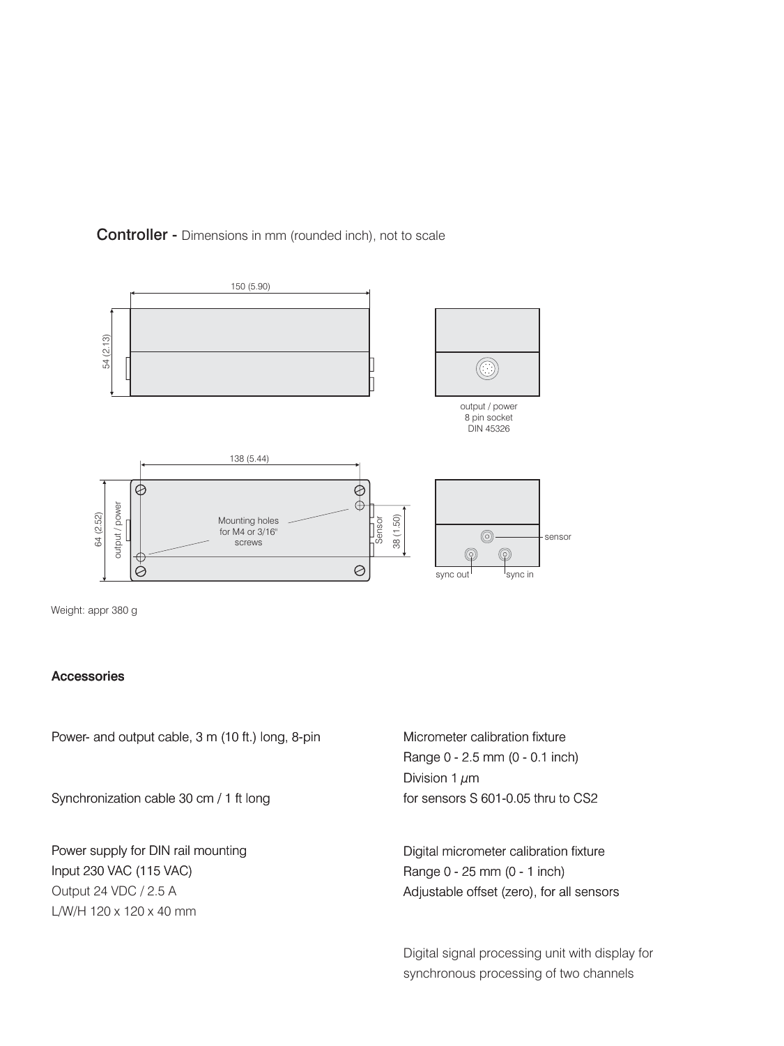**Controller** - Dimensions in mm (rounded inch), not to scale

150 (5.90)

54 (2.13)

output / power
8 pin socket
DIN 45326

138 (5.44)

64 (2.52)

output / power

Mounting holes
for M4 or 3/16"
screws

Sensor

38 (1.50)

sensor

sync out

sync in

Weight: appr 380 g

### Accessories

Power- and output cable, 3 m (10 ft.) long, 8-pin

Synchronization cable 30 cm / 1 ft long

Power supply for DIN rail mounting
Input 230 VAC (115 VAC)
Output 24 VDC / 2.5 A
L/W/H 120 x 120 x 40 mm

Micrometer calibration fixture
Range 0 - 2.5 mm (0 - 0.1 inch)
Division 1 $\mu$m
for sensors S 601-0.05 thru to CS2

Digital micrometer calibration fixture
Range 0 - 25 mm (0 - 1 inch)
Adjustable offset (zero), for all sensors

Digital signal processing unit with display for synchronous processing of two channels